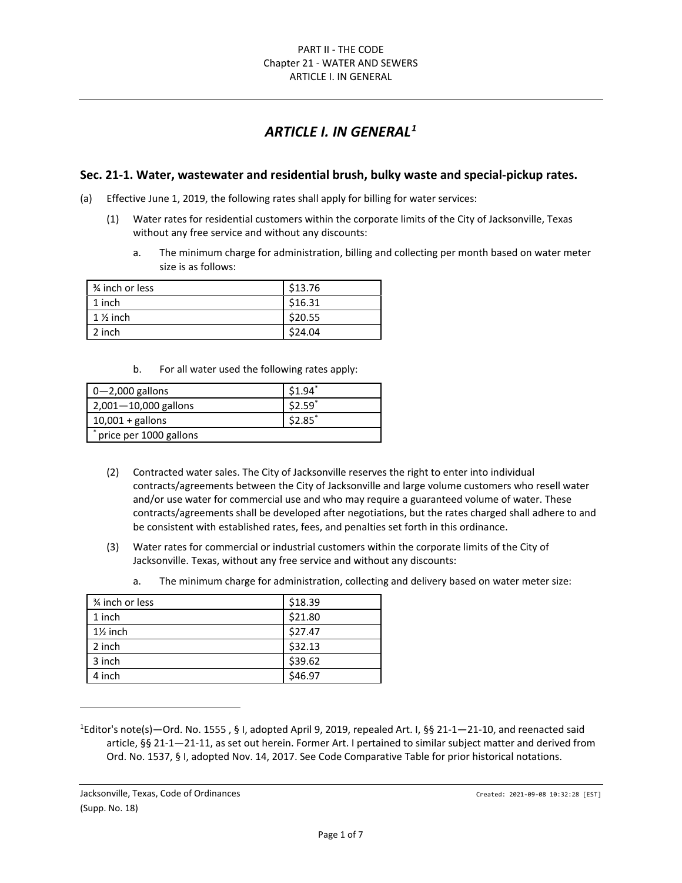# ARTICLE I. IN GENERAL[1]

## Sec. 21-1. Water, wastewater and residential brush, bulky waste and special-pickup rates.

(a) Effective June 1, 2019, the following rates shall apply for billing for water services:

(1) Water rates for residential customers within the corporate limits of the City of Jacksonville, Texas without any free service and without any discounts:

a. The minimum charge for administration, billing and collecting per month based on water meter size is as follows:

| | |
|---|---|
| ¾ inch or less | $13.76 |
| 1 inch | $16.31 |
| 1 ½ inch | $20.55 |
| 2 inch | $24.04 |

b. For all water used the following rates apply:

| | |
|---|---|
| 0—2,000 gallons | $1.94* |
| 2,001—10,000 gallons | $2.59* |
| 10,001 + gallons | $2.85* |
| * price per 1000 gallons | |

(2) Contracted water sales. The City of Jacksonville reserves the right to enter into individual contracts/agreements between the City of Jacksonville and large volume customers who resell water and/or use water for commercial use and who may require a guaranteed volume of water. These contracts/agreements shall be developed after negotiations, but the rates charged shall adhere to and be consistent with established rates, fees, and penalties set forth in this ordinance.

(3) Water rates for commercial or industrial customers within the corporate limits of the City of Jacksonville. Texas, without any free service and without any discounts:

a. The minimum charge for administration, collecting and delivery based on water meter size:

| | |
|---|---|
| ¾ inch or less | $18.39 |
| 1 inch | $21.80 |
| 1½ inch | $27.47 |
| 2 inch | $32.13 |
| 3 inch | $39.62 |
| 4 inch | $46.97 |

[1]Editor's note(s)—Ord. No. 1555 , § I, adopted April 9, 2019, repealed Art. I, §§ 21-1—21-10, and reenacted said article, §§ 21-1—21-11, as set out herein. Former Art. I pertained to similar subject matter and derived from Ord. No. 1537, § I, adopted Nov. 14, 2017. See Code Comparative Table for prior historical notations.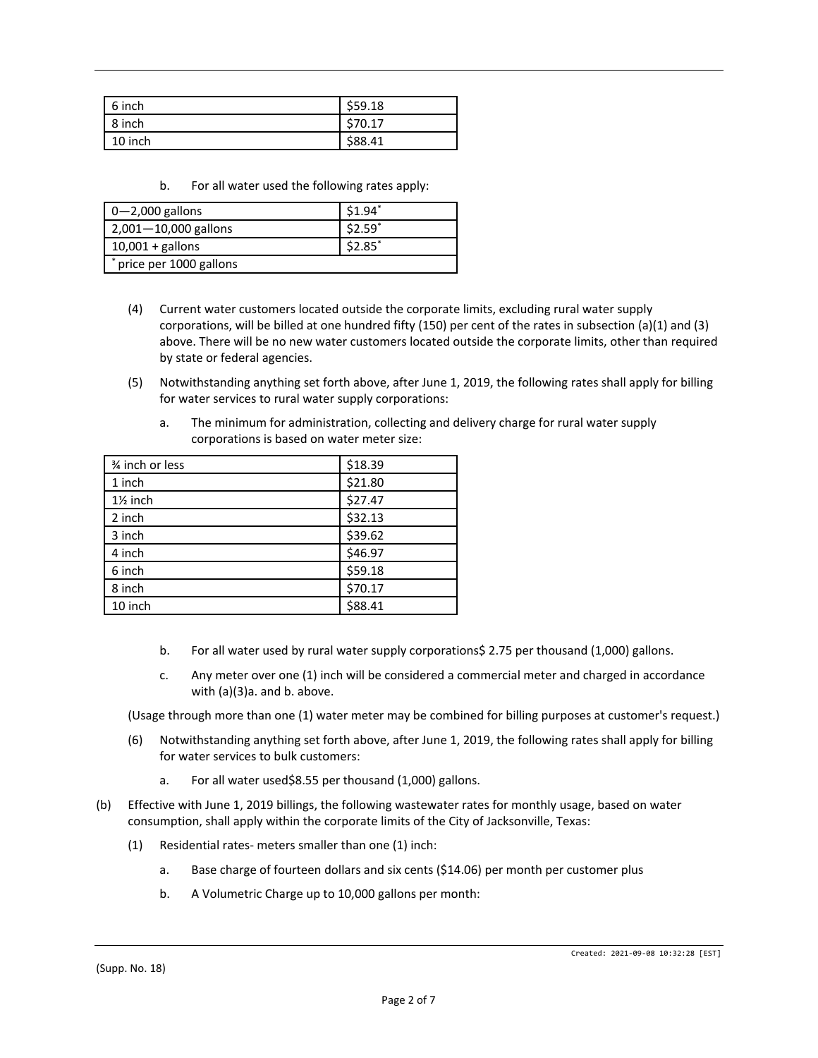| 6 inch | $59.18 |
| --- | --- |
| 8 inch | $70.17 |
| 10 inch | $88.41 |

b. For all water used the following rates apply:

| 0—2,000 gallons | $1.94* |
| --- | --- |
| 2,001—10,000 gallons | $2.59* |
| 10,001 + gallons | $2.85* |
| * price per 1000 gallons | |

(4) Current water customers located outside the corporate limits, excluding rural water supply corporations, will be billed at one hundred fifty (150) per cent of the rates in subsection (a)(1) and (3) above. There will be no new water customers located outside the corporate limits, other than required by state or federal agencies.

(5) Notwithstanding anything set forth above, after June 1, 2019, the following rates shall apply for billing for water services to rural water supply corporations:

a. The minimum for administration, collecting and delivery charge for rural water supply corporations is based on water meter size:

| ¾ inch or less | $18.39 |
| --- | --- |
| 1 inch | $21.80 |
| 1½ inch | $27.47 |
| 2 inch | $32.13 |
| 3 inch | $39.62 |
| 4 inch | $46.97 |
| 6 inch | $59.18 |
| 8 inch | $70.17 |
| 10 inch | $88.41 |

b. For all water used by rural water supply corporations$ 2.75 per thousand (1,000) gallons.

c. Any meter over one (1) inch will be considered a commercial meter and charged in accordance with (a)(3)a. and b. above.

(Usage through more than one (1) water meter may be combined for billing purposes at customer's request.)

(6) Notwithstanding anything set forth above, after June 1, 2019, the following rates shall apply for billing for water services to bulk customers:

a. For all water used$8.55 per thousand (1,000) gallons.

(b) Effective with June 1, 2019 billings, the following wastewater rates for monthly usage, based on water consumption, shall apply within the corporate limits of the City of Jacksonville, Texas:

(1) Residential rates- meters smaller than one (1) inch:

a. Base charge of fourteen dollars and six cents ($14.06) per month per customer plus

b. A Volumetric Charge up to 10,000 gallons per month: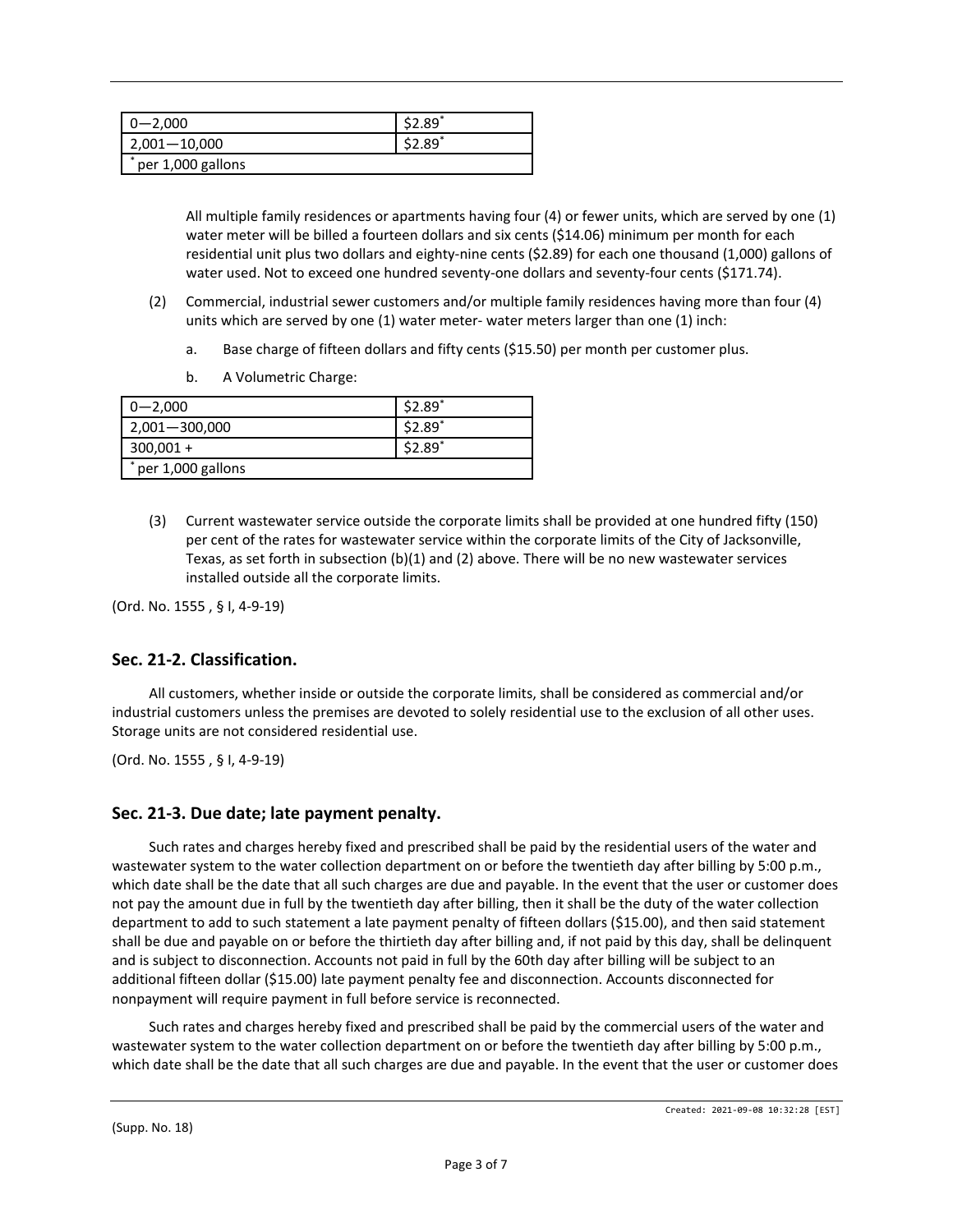| 0—2,000 | \$2.89* |
|---|---|
| 2,001—10,000 | \$2.89* |
| * per 1,000 gallons | |

All multiple family residences or apartments having four (4) or fewer units, which are served by one (1) water meter will be billed a fourteen dollars and six cents (\$14.06) minimum per month for each residential unit plus two dollars and eighty-nine cents (\$2.89) for each one thousand (1,000) gallons of water used. Not to exceed one hundred seventy-one dollars and seventy-four cents (\$171.74).

(2) Commercial, industrial sewer customers and/or multiple family residences having more than four (4) units which are served by one (1) water meter- water meters larger than one (1) inch:

a. Base charge of fifteen dollars and fifty cents (\$15.50) per month per customer plus.

b. A Volumetric Charge:

| 0—2,000 | \$2.89* |
|---|---|
| 2,001—300,000 | \$2.89* |
| 300,001 + | \$2.89* |
| * per 1,000 gallons | |

(3) Current wastewater service outside the corporate limits shall be provided at one hundred fifty (150) per cent of the rates for wastewater service within the corporate limits of the City of Jacksonville, Texas, as set forth in subsection (b)(1) and (2) above. There will be no new wastewater services installed outside all the corporate limits.

(Ord. No. 1555 , § I, 4-9-19)

## Sec. 21-2. Classification.

All customers, whether inside or outside the corporate limits, shall be considered as commercial and/or industrial customers unless the premises are devoted to solely residential use to the exclusion of all other uses. Storage units are not considered residential use.

(Ord. No. 1555 , § I, 4-9-19)

## Sec. 21-3. Due date; late payment penalty.

Such rates and charges hereby fixed and prescribed shall be paid by the residential users of the water and wastewater system to the water collection department on or before the twentieth day after billing by 5:00 p.m., which date shall be the date that all such charges are due and payable. In the event that the user or customer does not pay the amount due in full by the twentieth day after billing, then it shall be the duty of the water collection department to add to such statement a late payment penalty of fifteen dollars (\$15.00), and then said statement shall be due and payable on or before the thirtieth day after billing and, if not paid by this day, shall be delinquent and is subject to disconnection. Accounts not paid in full by the 60th day after billing will be subject to an additional fifteen dollar (\$15.00) late payment penalty fee and disconnection. Accounts disconnected for nonpayment will require payment in full before service is reconnected.

Such rates and charges hereby fixed and prescribed shall be paid by the commercial users of the water and wastewater system to the water collection department on or before the twentieth day after billing by 5:00 p.m., which date shall be the date that all such charges are due and payable. In the event that the user or customer does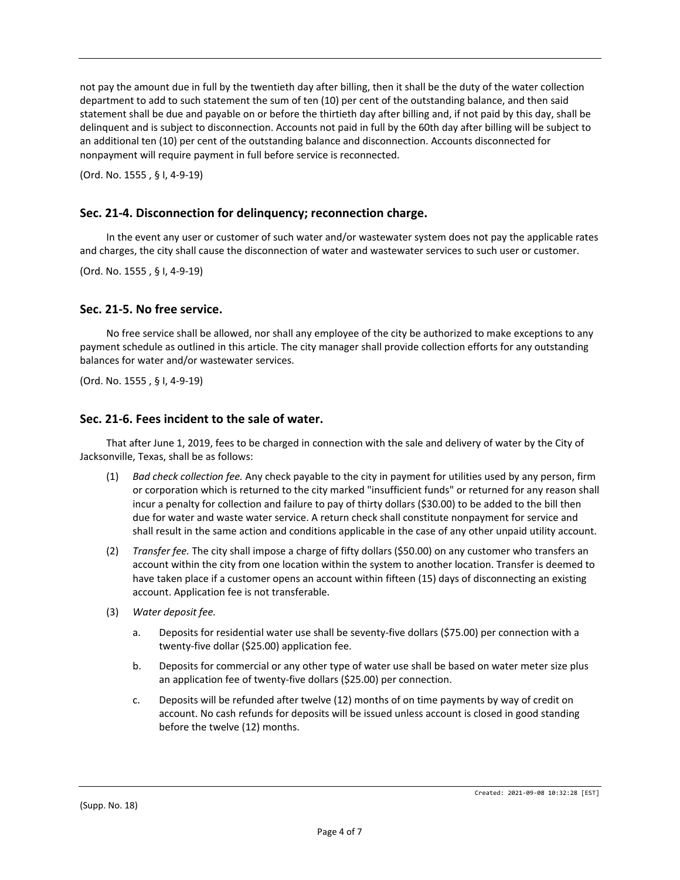not pay the amount due in full by the twentieth day after billing, then it shall be the duty of the water collection department to add to such statement the sum of ten (10) per cent of the outstanding balance, and then said statement shall be due and payable on or before the thirtieth day after billing and, if not paid by this day, shall be delinquent and is subject to disconnection. Accounts not paid in full by the 60th day after billing will be subject to an additional ten (10) per cent of the outstanding balance and disconnection. Accounts disconnected for nonpayment will require payment in full before service is reconnected.

(Ord. No. 1555 , § I, 4-9-19)

## Sec. 21-4. Disconnection for delinquency; reconnection charge.

In the event any user or customer of such water and/or wastewater system does not pay the applicable rates and charges, the city shall cause the disconnection of water and wastewater services to such user or customer.

(Ord. No. 1555 , § I, 4-9-19)

## Sec. 21-5. No free service.

No free service shall be allowed, nor shall any employee of the city be authorized to make exceptions to any payment schedule as outlined in this article. The city manager shall provide collection efforts for any outstanding balances for water and/or wastewater services.

(Ord. No. 1555 , § I, 4-9-19)

## Sec. 21-6. Fees incident to the sale of water.

That after June 1, 2019, fees to be charged in connection with the sale and delivery of water by the City of Jacksonville, Texas, shall be as follows:

(1) *Bad check collection fee.* Any check payable to the city in payment for utilities used by any person, firm or corporation which is returned to the city marked "insufficient funds" or returned for any reason shall incur a penalty for collection and failure to pay of thirty dollars ($30.00) to be added to the bill then due for water and waste water service. A return check shall constitute nonpayment for service and shall result in the same action and conditions applicable in the case of any other unpaid utility account.

(2) *Transfer fee.* The city shall impose a charge of fifty dollars ($50.00) on any customer who transfers an account within the city from one location within the system to another location. Transfer is deemed to have taken place if a customer opens an account within fifteen (15) days of disconnecting an existing account. Application fee is not transferable.

(3) *Water deposit fee.*

  a. Deposits for residential water use shall be seventy-five dollars ($75.00) per connection with a twenty-five dollar ($25.00) application fee.

  b. Deposits for commercial or any other type of water use shall be based on water meter size plus an application fee of twenty-five dollars ($25.00) per connection.

  c. Deposits will be refunded after twelve (12) months of on time payments by way of credit on account. No cash refunds for deposits will be issued unless account is closed in good standing before the twelve (12) months.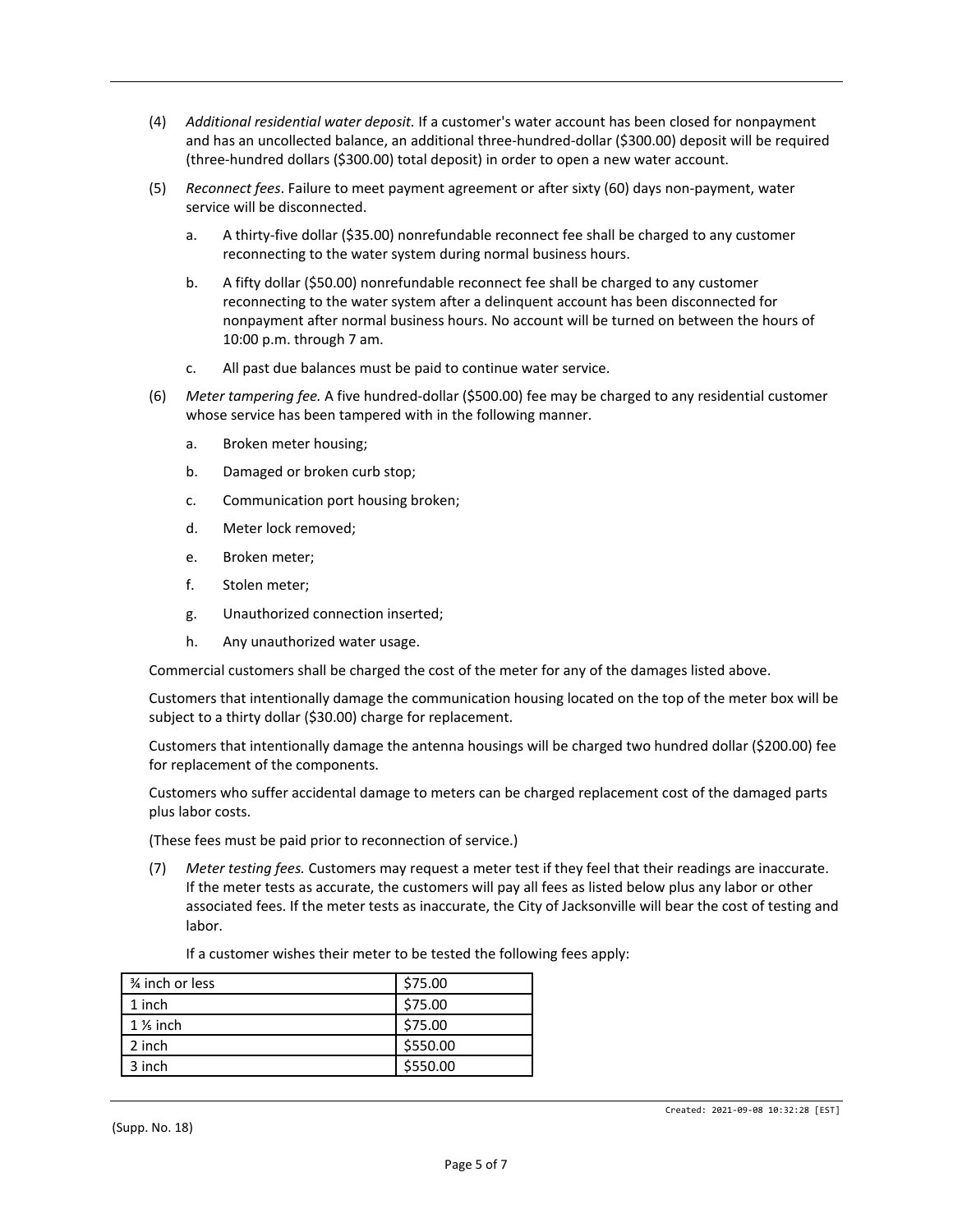(4) *Additional residential water deposit.* If a customer's water account has been closed for nonpayment and has an uncollected balance, an additional three-hundred-dollar ($300.00) deposit will be required (three-hundred dollars ($300.00) total deposit) in order to open a new water account.

(5) *Reconnect fees*. Failure to meet payment agreement or after sixty (60) days non-payment, water service will be disconnected.

a. A thirty-five dollar ($35.00) nonrefundable reconnect fee shall be charged to any customer reconnecting to the water system during normal business hours.

b. A fifty dollar ($50.00) nonrefundable reconnect fee shall be charged to any customer reconnecting to the water system after a delinquent account has been disconnected for nonpayment after normal business hours. No account will be turned on between the hours of 10:00 p.m. through 7 am.

c. All past due balances must be paid to continue water service.

(6) *Meter tampering fee.* A five hundred-dollar ($500.00) fee may be charged to any residential customer whose service has been tampered with in the following manner.

a. Broken meter housing;

b. Damaged or broken curb stop;

c. Communication port housing broken;

d. Meter lock removed;

e. Broken meter;

f. Stolen meter;

g. Unauthorized connection inserted;

h. Any unauthorized water usage.

Commercial customers shall be charged the cost of the meter for any of the damages listed above.

Customers that intentionally damage the communication housing located on the top of the meter box will be subject to a thirty dollar ($30.00) charge for replacement.

Customers that intentionally damage the antenna housings will be charged two hundred dollar ($200.00) fee for replacement of the components.

Customers who suffer accidental damage to meters can be charged replacement cost of the damaged parts plus labor costs.

(These fees must be paid prior to reconnection of service.)

(7) *Meter testing fees.* Customers may request a meter test if they feel that their readings are inaccurate. If the meter tests as accurate, the customers will pay all fees as listed below plus any labor or other associated fees. If the meter tests as inaccurate, the City of Jacksonville will bear the cost of testing and labor.

If a customer wishes their meter to be tested the following fees apply:

| ¾ inch or less | $75.00 |
|---|---|
| 1 inch | $75.00 |
| 1 ½ inch | $75.00 |
| 2 inch | $550.00 |
| 3 inch | $550.00 |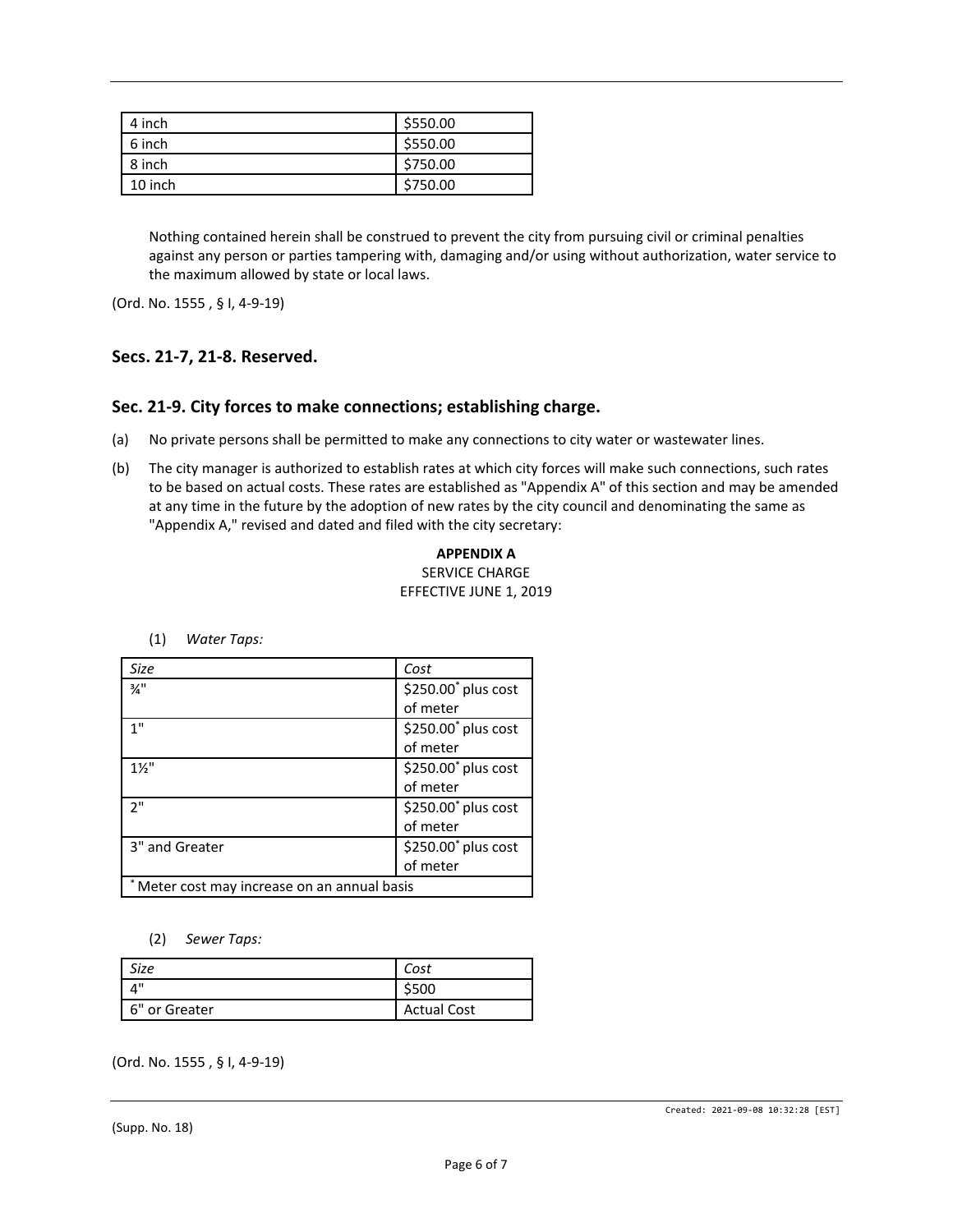| 4 inch | $550.00 |
|---|---|
| 6 inch | $550.00 |
| 8 inch | $750.00 |
| 10 inch | $750.00 |

Nothing contained herein shall be construed to prevent the city from pursuing civil or criminal penalties against any person or parties tampering with, damaging and/or using without authorization, water service to the maximum allowed by state or local laws.

(Ord. No. 1555 , § I, 4-9-19)

## Secs. 21-7, 21-8. Reserved.

## Sec. 21-9. City forces to make connections; establishing charge.

(a) No private persons shall be permitted to make any connections to city water or wastewater lines.

(b) The city manager is authorized to establish rates at which city forces will make such connections, such rates to be based on actual costs. These rates are established as "Appendix A" of this section and may be amended at any time in the future by the adoption of new rates by the city council and denominating the same as "Appendix A," revised and dated and filed with the city secretary:

**APPENDIX A**
SERVICE CHARGE
EFFECTIVE JUNE 1, 2019

(1) *Water Taps:*

| *Size* | *Cost* |
|---|---|
| ¾" | $250.00* plus cost of meter |
| 1" | $250.00* plus cost of meter |
| 1½" | $250.00* plus cost of meter |
| 2" | $250.00* plus cost of meter |
| 3" and Greater | $250.00* plus cost of meter |
| * Meter cost may increase on an annual basis | |

(2) *Sewer Taps:*

| *Size* | *Cost* |
|---|---|
| 4" | $500 |
| 6" or Greater | Actual Cost |

(Ord. No. 1555 , § I, 4-9-19)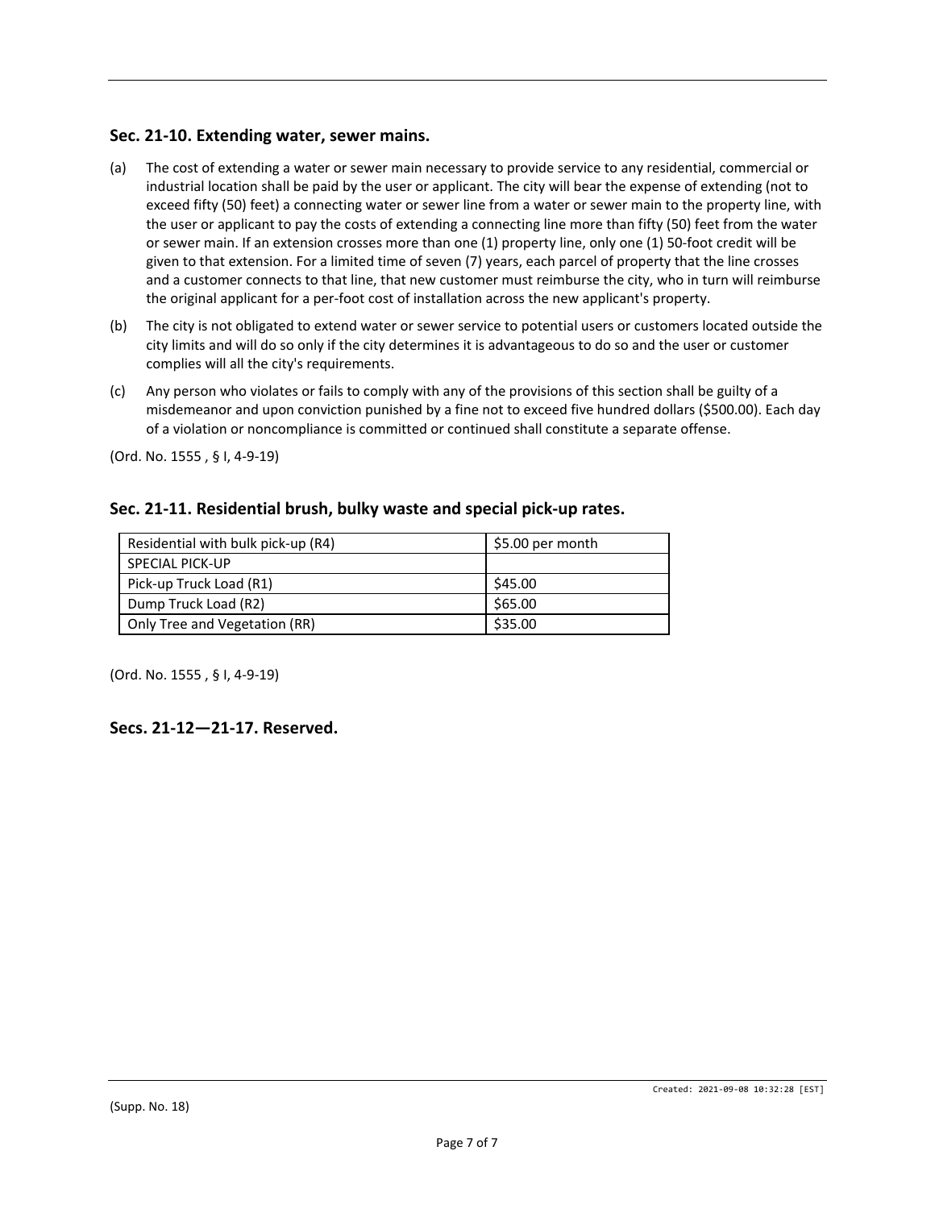## Sec. 21-10. Extending water, sewer mains.

(a) The cost of extending a water or sewer main necessary to provide service to any residential, commercial or industrial location shall be paid by the user or applicant. The city will bear the expense of extending (not to exceed fifty (50) feet) a connecting water or sewer line from a water or sewer main to the property line, with the user or applicant to pay the costs of extending a connecting line more than fifty (50) feet from the water or sewer main. If an extension crosses more than one (1) property line, only one (1) 50-foot credit will be given to that extension. For a limited time of seven (7) years, each parcel of property that the line crosses and a customer connects to that line, that new customer must reimburse the city, who in turn will reimburse the original applicant for a per-foot cost of installation across the new applicant's property.

(b) The city is not obligated to extend water or sewer service to potential users or customers located outside the city limits and will do so only if the city determines it is advantageous to do so and the user or customer complies will all the city's requirements.

(c) Any person who violates or fails to comply with any of the provisions of this section shall be guilty of a misdemeanor and upon conviction punished by a fine not to exceed five hundred dollars ($500.00). Each day of a violation or noncompliance is committed or continued shall constitute a separate offense.

(Ord. No. 1555 , § I, 4-9-19)

## Sec. 21-11. Residential brush, bulky waste and special pick-up rates.

| | |
|---|---|
| Residential with bulk pick-up (R4) | $5.00 per month |
| SPECIAL PICK-UP | |
| Pick-up Truck Load (R1) | $45.00 |
| Dump Truck Load (R2) | $65.00 |
| Only Tree and Vegetation (RR) | $35.00 |

(Ord. No. 1555 , § I, 4-9-19)

## Secs. 21-12—21-17. Reserved.